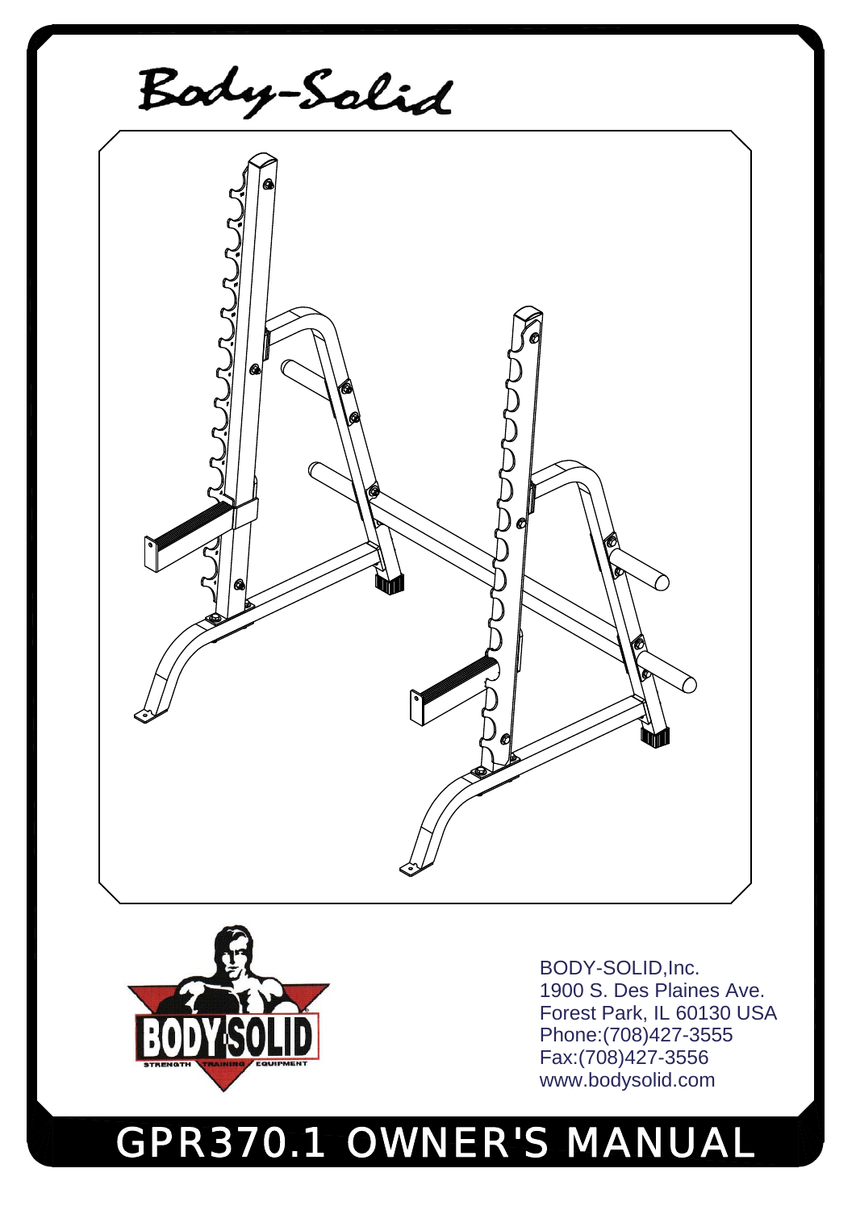Body-Solid

BODY-SOLID,Inc.
1900 S. Des Plaines Ave.
Forest Park, IL 60130 USA
Phone:(708)427-3555
Fax:(708)427-3556
www.bodysolid.com

# GPR370.1 OWNER'S MANUAL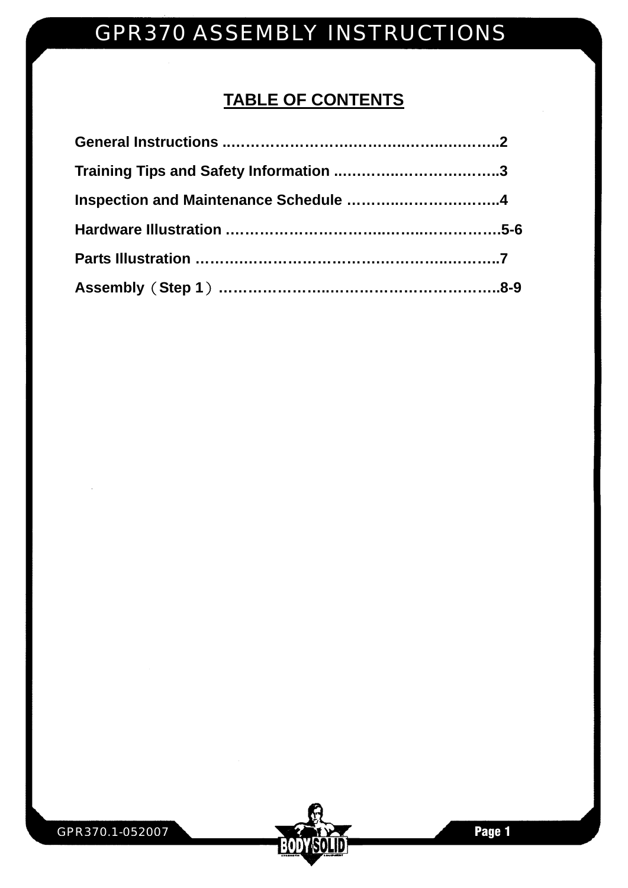## TABLE OF CONTENTS

**General Instructions ..……………………..………..……..…..…….2**

**Training Tips and Safety Information ...…………..……………..…..3**

**Inspection and Maintenance Schedule ..…….…..……………...…..4**

**Hardware Illustration ……………………………..…….…..………….5-6**

**Parts Illustration ………………………………………………..………..7**

**Assembly（Step 1）………………….……………………………….8-9**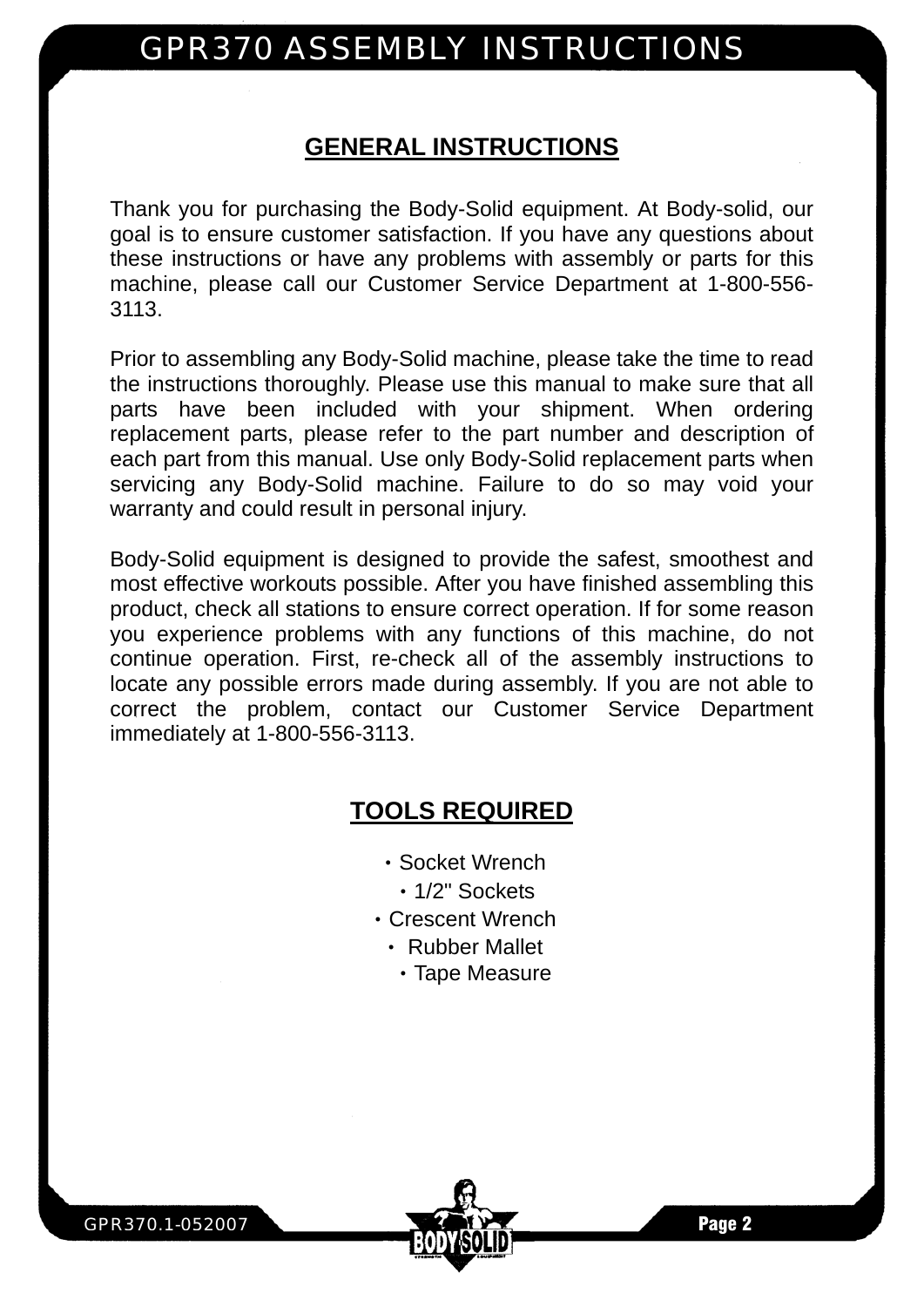# GPR370 ASSEMBLY INSTRUCTIONS

## GENERAL INSTRUCTIONS

Thank you for purchasing the Body-Solid equipment. At Body-solid, our goal is to ensure customer satisfaction. If you have any questions about these instructions or have any problems with assembly or parts for this machine, please call our Customer Service Department at 1-800-556-3113.

Prior to assembling any Body-Solid machine, please take the time to read the instructions thoroughly. Please use this manual to make sure that all parts have been included with your shipment. When ordering replacement parts, please refer to the part number and description of each part from this manual. Use only Body-Solid replacement parts when servicing any Body-Solid machine. Failure to do so may void your warranty and could result in personal injury.

Body-Solid equipment is designed to provide the safest, smoothest and most effective workouts possible. After you have finished assembling this product, check all stations to ensure correct operation. If for some reason you experience problems with any functions of this machine, do not continue operation. First, re-check all of the assembly instructions to locate any possible errors made during assembly. If you are not able to correct the problem, contact our Customer Service Department immediately at 1-800-556-3113.

## TOOLS REQUIRED

- Socket Wrench
- 1/2" Sockets
- Crescent Wrench
- Rubber Mallet
- Tape Measure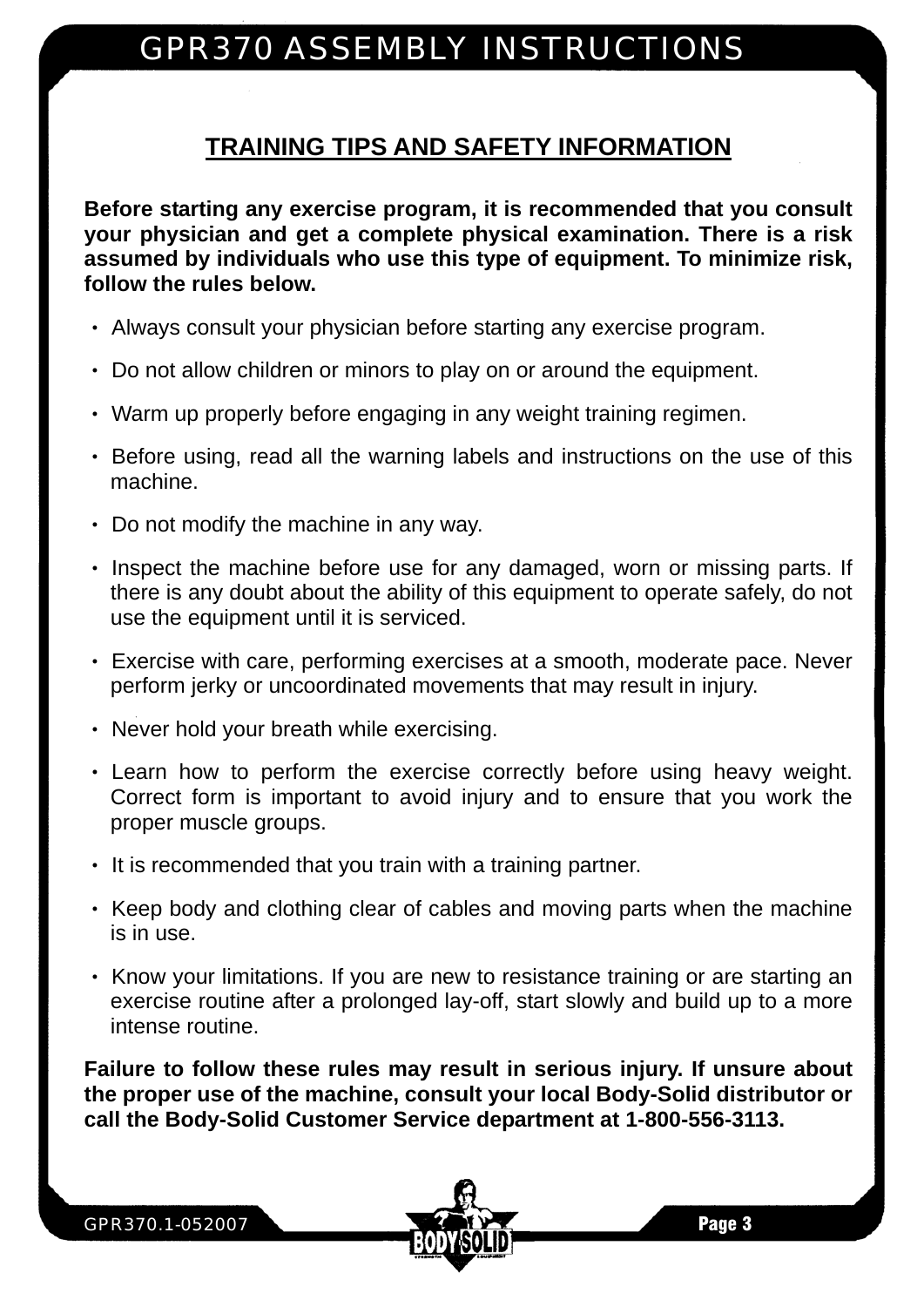## TRAINING TIPS AND SAFETY INFORMATION

**Before starting any exercise program, it is recommended that you consult your physician and get a complete physical examination. There is a risk assumed by individuals who use this type of equipment. To minimize risk, follow the rules below.**

- Always consult your physician before starting any exercise program.
- Do not allow children or minors to play on or around the equipment.
- Warm up properly before engaging in any weight training regimen.
- Before using, read all the warning labels and instructions on the use of this machine.
- Do not modify the machine in any way.
- Inspect the machine before use for any damaged, worn or missing parts. If there is any doubt about the ability of this equipment to operate safely, do not use the equipment until it is serviced.
- Exercise with care, performing exercises at a smooth, moderate pace. Never perform jerky or uncoordinated movements that may result in injury.
- Never hold your breath while exercising.
- Learn how to perform the exercise correctly before using heavy weight. Correct form is important to avoid injury and to ensure that you work the proper muscle groups.
- It is recommended that you train with a training partner.
- Keep body and clothing clear of cables and moving parts when the machine is in use.
- Know your limitations. If you are new to resistance training or are starting an exercise routine after a prolonged lay-off, start slowly and build up to a more intense routine.

**Failure to follow these rules may result in serious injury. If unsure about the proper use of the machine, consult your local Body-Solid distributor or call the Body-Solid Customer Service department at 1-800-556-3113.**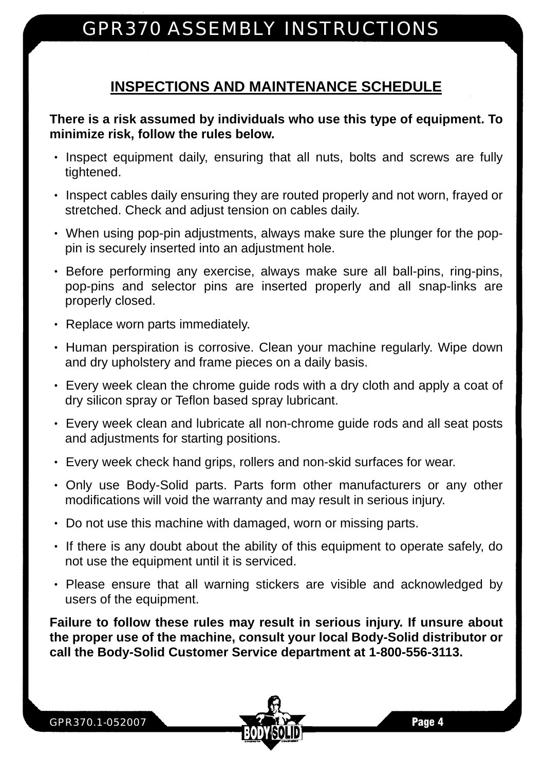## INSPECTIONS AND MAINTENANCE SCHEDULE

**There is a risk assumed by individuals who use this type of equipment. To minimize risk, follow the rules below.**

- Inspect equipment daily, ensuring that all nuts, bolts and screws are fully tightened.
- Inspect cables daily ensuring they are routed properly and not worn, frayed or stretched. Check and adjust tension on cables daily.
- When using pop-pin adjustments, always make sure the plunger for the pop-pin is securely inserted into an adjustment hole.
- Before performing any exercise, always make sure all ball-pins, ring-pins, pop-pins and selector pins are inserted properly and all snap-links are properly closed.
- Replace worn parts immediately.
- Human perspiration is corrosive. Clean your machine regularly. Wipe down and dry upholstery and frame pieces on a daily basis.
- Every week clean the chrome guide rods with a dry cloth and apply a coat of dry silicon spray or Teflon based spray lubricant.
- Every week clean and lubricate all non-chrome guide rods and all seat posts and adjustments for starting positions.
- Every week check hand grips, rollers and non-skid surfaces for wear.
- Only use Body-Solid parts. Parts form other manufacturers or any other modifications will void the warranty and may result in serious injury.
- Do not use this machine with damaged, worn or missing parts.
- If there is any doubt about the ability of this equipment to operate safely, do not use the equipment until it is serviced.
- Please ensure that all warning stickers are visible and acknowledged by users of the equipment.

**Failure to follow these rules may result in serious injury. If unsure about the proper use of the machine, consult your local Body-Solid distributor or call the Body-Solid Customer Service department at 1-800-556-3113.**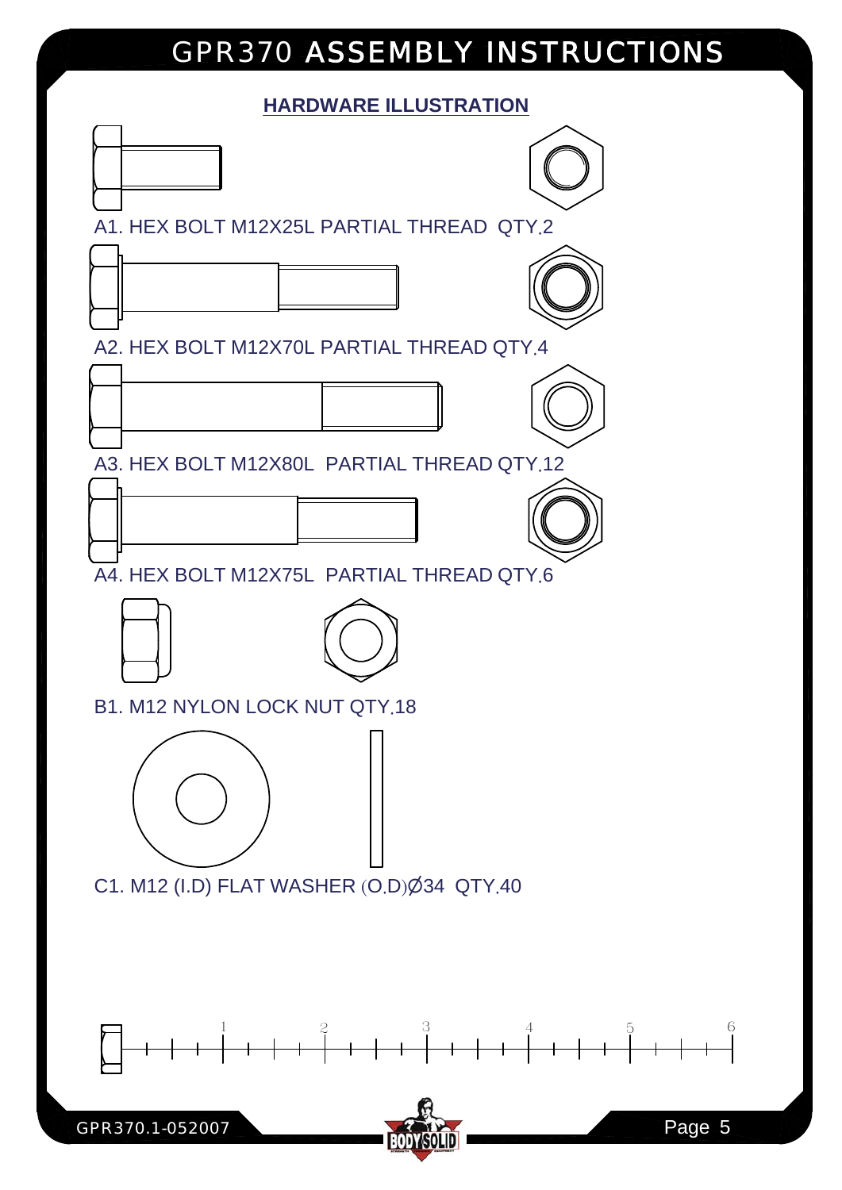# GPR370 ASSEMBLY INSTRUCTIONS

## HARDWARE ILLUSTRATION

A1. HEX BOLT M12X25L PARTIAL THREAD QTY.2

A2. HEX BOLT M12X70L PARTIAL THREAD QTY.4

A3. HEX BOLT M12X80L PARTIAL THREAD QTY.12

A4. HEX BOLT M12X75L PARTIAL THREAD QTY.6

B1. M12 NYLON LOCK NUT QTY.18

C1. M12 (I.D) FLAT WASHER (O.D)Ø34 QTY.40

1 2 3 4 5 6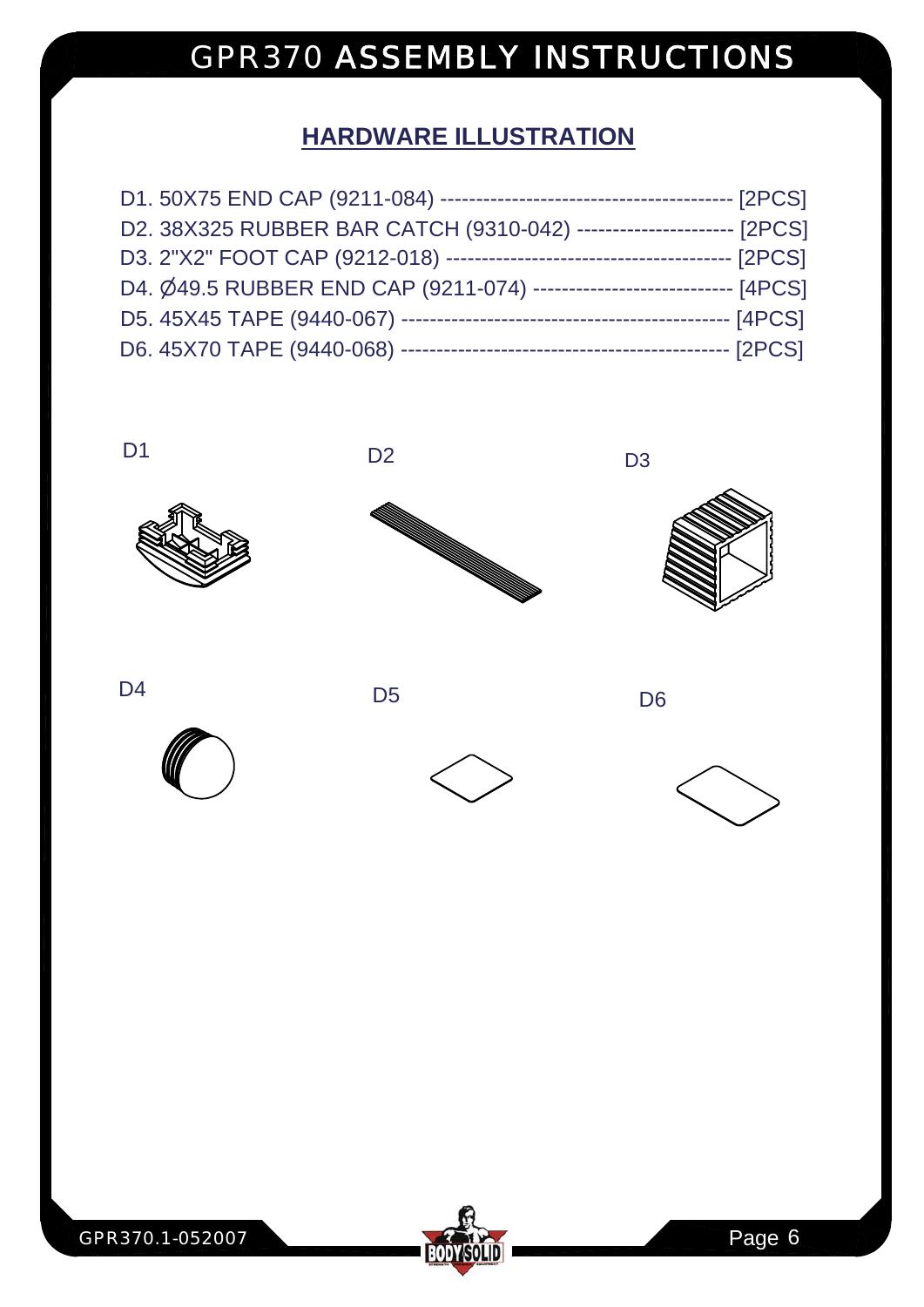# GPR370 ASSEMBLY INSTRUCTIONS

## HARDWARE ILLUSTRATION

D1. 50X75 END CAP (9211-084) ---------------------------------------- [2PCS]
D2. 38X325 RUBBER BAR CATCH (9310-042) --------------------- [2PCS]
D3. 2"X2" FOOT CAP (9212-018) -------------------------------------- [2PCS]
D4. Ø49.5 RUBBER END CAP (9211-074) --------------------------- [4PCS]
D5. 45X45 TAPE (9440-067) -------------------------------------------- [4PCS]
D6. 45X70 TAPE (9440-068) -------------------------------------------- [2PCS]

D1

D2

D3

D4

D5

D6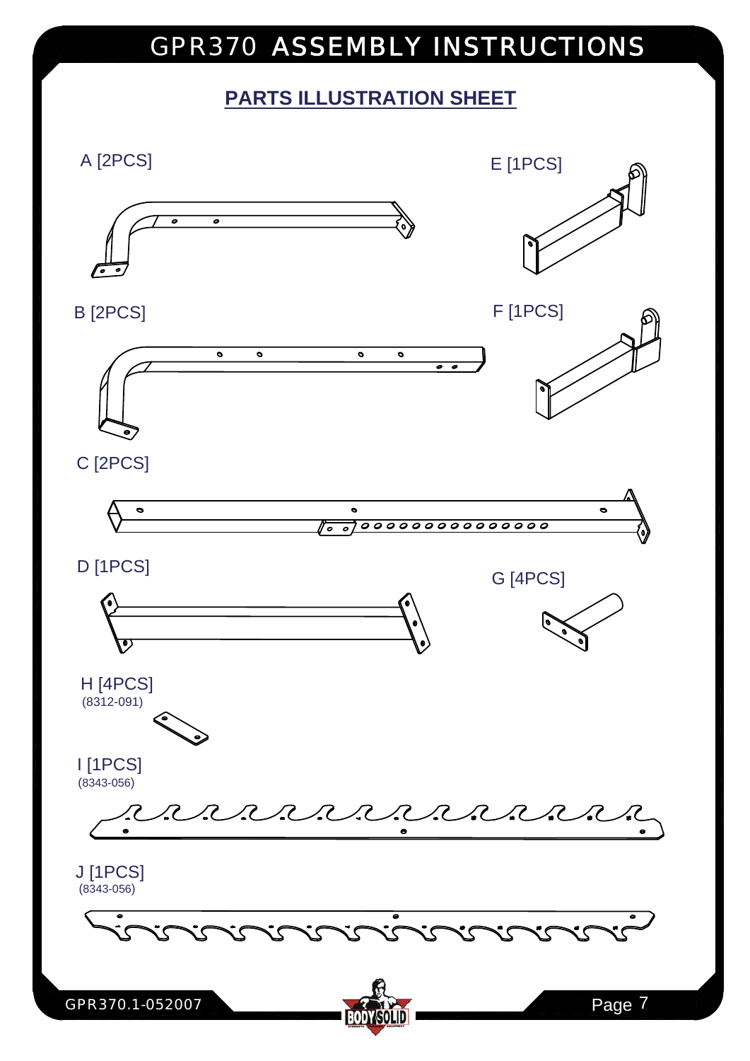## PARTS ILLUSTRATION SHEET

A [2PCS]

E [1PCS]

B [2PCS]

F [1PCS]

C [2PCS]

D [1PCS]

G [4PCS]

H [4PCS]
(8312-091)

I [1PCS]
(8343-056)

J [1PCS]
(8343-056)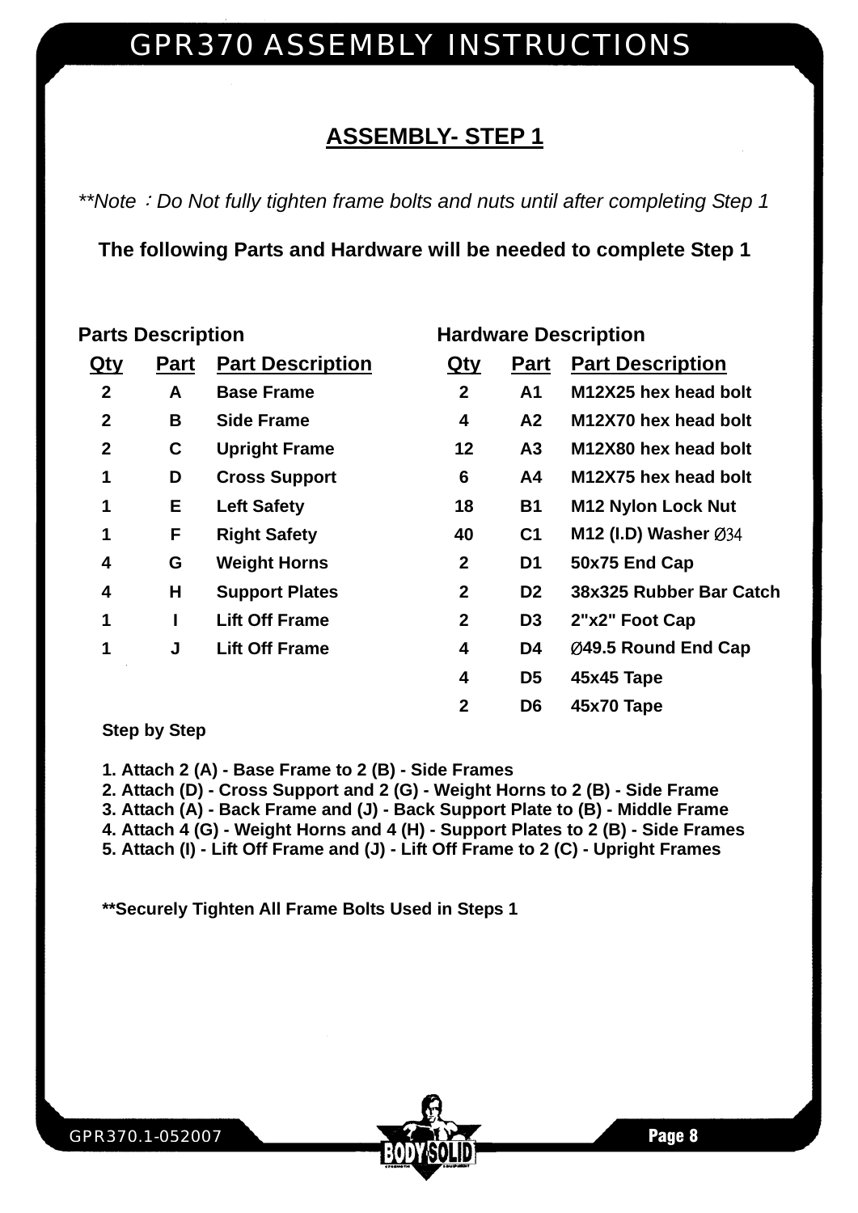# GPR370 ASSEMBLY INSTRUCTIONS

## ASSEMBLY- STEP 1

*\*\*Note：Do Not fully tighten frame bolts and nuts until after completing Step 1*

**The following Parts and Hardware will be needed to complete Step 1**

### Parts Description

| Qty | Part | Part Description |
|---|---|---|
| 2 | A | Base Frame |
| 2 | B | Side Frame |
| 2 | C | Upright Frame |
| 1 | D | Cross Support |
| 1 | E | Left Safety |
| 1 | F | Right Safety |
| 4 | G | Weight Horns |
| 4 | H | Support Plates |
| 1 | I | Lift Off Frame |
| 1 | J | Lift Off Frame |

### Hardware Description

| Qty | Part | Part Description |
|---|---|---|
| 2 | A1 | M12X25 hex head bolt |
| 4 | A2 | M12X70 hex head bolt |
| 12 | A3 | M12X80 hex head bolt |
| 6 | A4 | M12X75 hex head bolt |
| 18 | B1 | M12 Nylon Lock Nut |
| 40 | C1 | M12 (I.D) Washer Ø34 |
| 2 | D1 | 50x75 End Cap |
| 2 | D2 | 38x325 Rubber Bar Catch |
| 2 | D3 | 2"x2" Foot Cap |
| 4 | D4 | Ø49.5 Round End Cap |
| 4 | D5 | 45x45 Tape |
| 2 | D6 | 45x70 Tape |

**Step by Step**

1. Attach 2 (A) - Base Frame to 2 (B) - Side Frames
2. Attach (D) - Cross Support and 2 (G) - Weight Horns to 2 (B) - Side Frame
3. Attach (A) - Back Frame and (J) - Back Support Plate to (B) - Middle Frame
4. Attach 4 (G) - Weight Horns and 4 (H) - Support Plates to 2 (B) - Side Frames
5. Attach (I) - Lift Off Frame and (J) - Lift Off Frame to 2 (C) - Upright Frames

**\*\*Securely Tighten All Frame Bolts Used in Steps 1**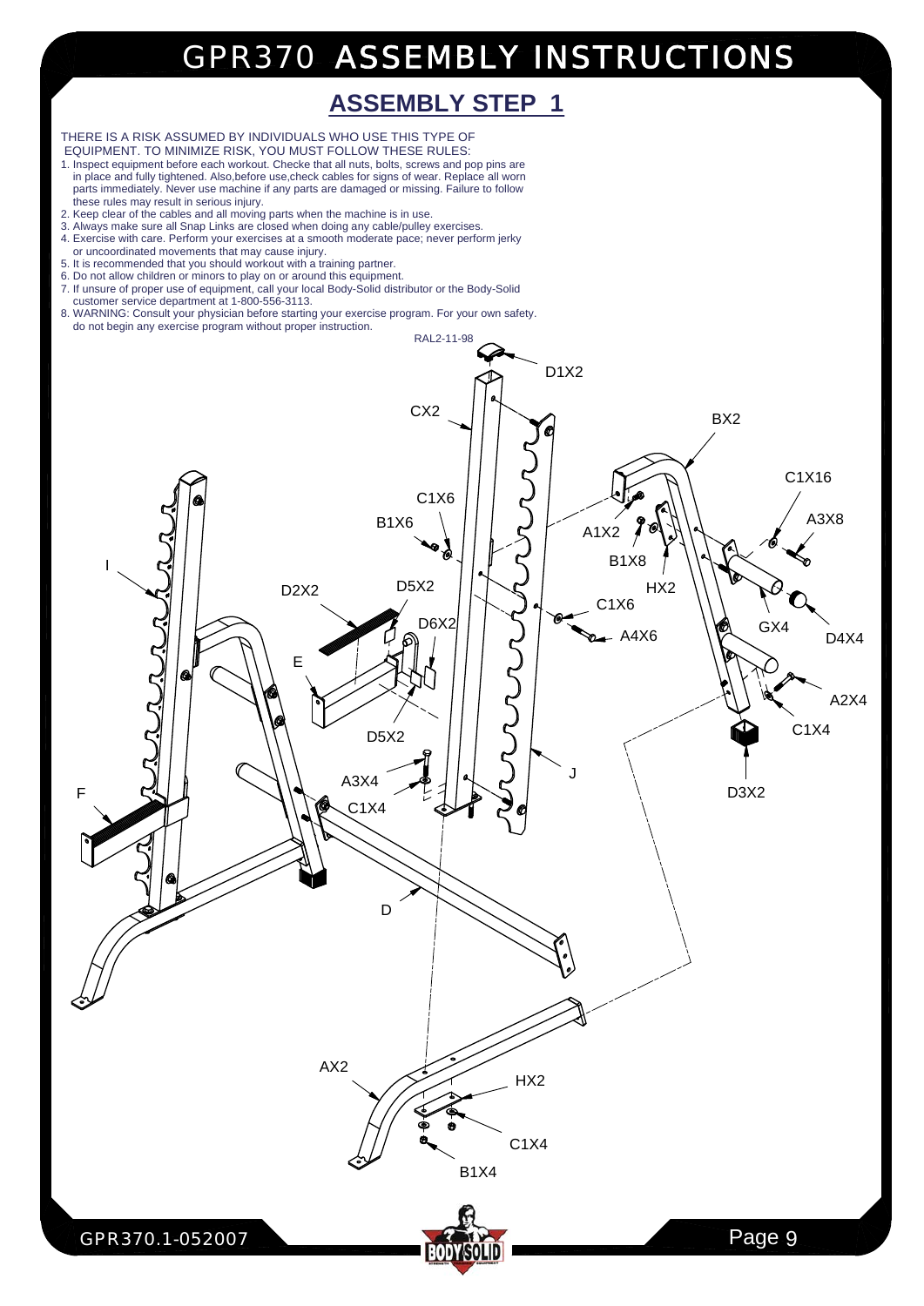# GPR370 ASSEMBLY INSTRUCTIONS

## ASSEMBLY STEP 1

THERE IS A RISK ASSUMED BY INDIVIDUALS WHO USE THIS TYPE OF EQUIPMENT. TO MINIMIZE RISK, YOU MUST FOLLOW THESE RULES:

1. Inspect equipment before each workout. Checke that all nuts, bolts, screws and pop pins are in place and fully tightened. Also,before use,check cables for signs of wear. Replace all worn parts immediately. Never use machine if any parts are damaged or missing. Failure to follow these rules may result in serious injury.
2. Keep clear of the cables and all moving parts when the machine is in use.
3. Always make sure all Snap Links are closed when doing any cable/pulley exercises.
4. Exercise with care. Perform your exercises at a smooth moderate pace; never perform jerky or uncoordinated movements that may cause injury.
5. It is recommended that you should workout with a training partner.
6. Do not allow children or minors to play on or around this equipment.
7. If unsure of proper use of equipment, call your local Body-Solid distributor or the Body-Solid customer service department at 1-800-556-3113.
8. WARNING: Consult your physician before starting your exercise program. For your own safety. do not begin any exercise program without proper instruction.

RAL2-11-98

D1X2
CX2
BX2
C1X16
C1X6
B1X6
A1X2
A3X8
B1X8
I
HX2
D2X2
D5X2
C1X6
D6X2
A4X6
GX4
D4X4
E
A2X4
C1X4
D5X2
J
A3X4
D3X2
F
C1X4
D
AX2
HX2
C1X4
B1X4

GPR370.1-052007